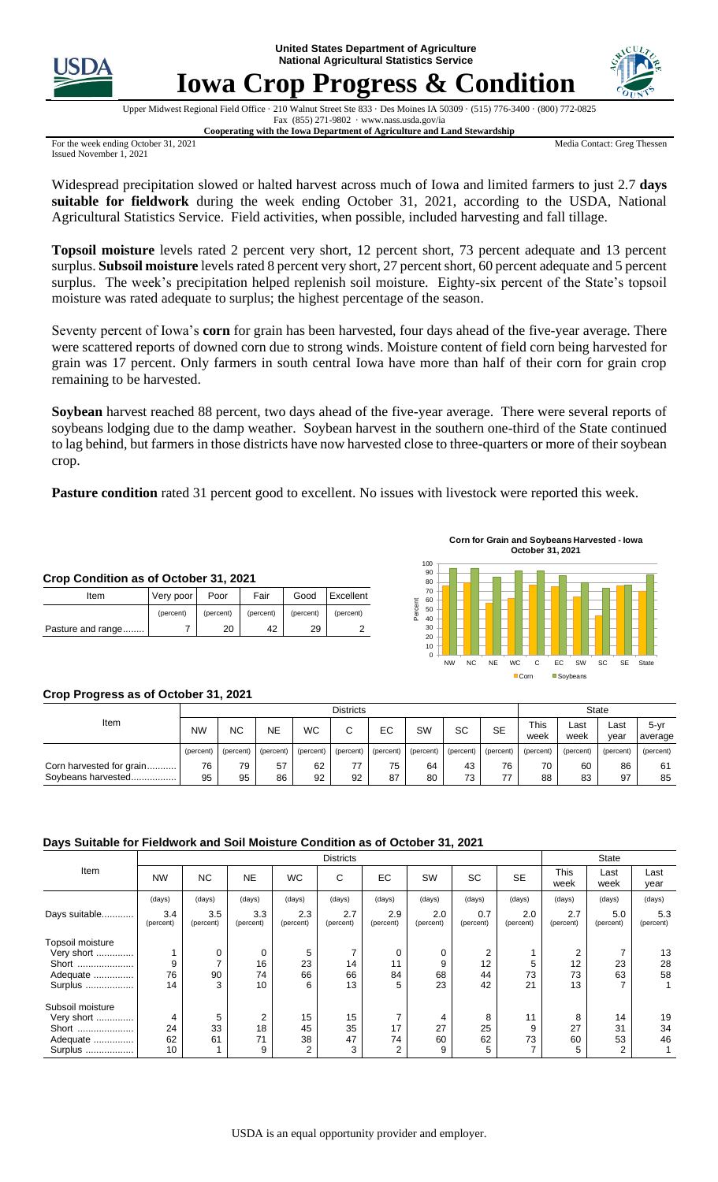United States Department of Agriculture
National Agricultural Statistics Service

# Iowa Crop Progress & Condition

Upper Midwest Regional Field Office · 210 Walnut Street Ste 833 · Des Moines IA 50309 · (515) 776-3400 · (800) 772-0825
Fax (855) 271-9802 · www.nass.usda.gov/ia
**Cooperating with the Iowa Department of Agriculture and Land Stewardship**

For the week ending October 31, 2021
Issued November 1, 2021

Media Contact: Greg Thessen

Widespread precipitation slowed or halted harvest across much of Iowa and limited farmers to just 2.7 **days suitable for fieldwork** during the week ending October 31, 2021, according to the USDA, National Agricultural Statistics Service. Field activities, when possible, included harvesting and fall tillage.

**Topsoil moisture** levels rated 2 percent very short, 12 percent short, 73 percent adequate and 13 percent surplus. **Subsoil moisture** levels rated 8 percent very short, 27 percent short, 60 percent adequate and 5 percent surplus. The week's precipitation helped replenish soil moisture. Eighty-six percent of the State's topsoil moisture was rated adequate to surplus; the highest percentage of the season.

Seventy percent of Iowa's **corn** for grain has been harvested, four days ahead of the five-year average. There were scattered reports of downed corn due to strong winds. Moisture content of field corn being harvested for grain was 17 percent. Only farmers in south central Iowa have more than half of their corn for grain crop remaining to be harvested.

**Soybean** harvest reached 88 percent, two days ahead of the five-year average. There were several reports of soybeans lodging due to the damp weather. Soybean harvest in the southern one-third of the State continued to lag behind, but farmers in those districts have now harvested close to three-quarters or more of their soybean crop.

**Pasture condition** rated 31 percent good to excellent. No issues with livestock were reported this week.

### Crop Condition as of October 31, 2021

| Item | Very poor | Poor | Fair | Good | Excellent |
|---|---|---|---|---|---|
| | (percent) | (percent) | (percent) | (percent) | (percent) |
| Pasture and range........ | 7 | 20 | 42 | 29 | 2 |

**Corn for Grain and Soybeans Harvested - Iowa**
**October 31, 2021**

### Crop Progress as of October 31, 2021

| Item | NW | NC | NE | WC | C | EC | SW | SC | SE | This week | Last week | Last year | 5-yr average |
|---|---|---|---|---|---|---|---|---|---|---|---|---|---|
| | (percent) | (percent) | (percent) | (percent) | (percent) | (percent) | (percent) | (percent) | (percent) | (percent) | (percent) | (percent) | (percent) |
| Corn harvested for grain.......... | 76 | 79 | 57 | 62 | 77 | 75 | 64 | 43 | 76 | 70 | 60 | 86 | 61 |
| Soybeans harvested................ | 95 | 95 | 86 | 92 | 92 | 87 | 80 | 73 | 77 | 88 | 83 | 97 | 85 |

### Days Suitable for Fieldwork and Soil Moisture Condition as of October 31, 2021

| Item | NW | NC | NE | WC | C | EC | SW | SC | SE | This week | Last week | Last year |
|---|---|---|---|---|---|---|---|---|---|---|---|---|
| | (days) | (days) | (days) | (days) | (days) | (days) | (days) | (days) | (days) | (days) | (days) | (days) |
| Days suitable............ | 3.4 | 3.5 | 3.3 | 2.3 | 2.7 | 2.9 | 2.0 | 0.7 | 2.0 | 2.7 | 5.0 | 5.3 |
| | (percent) | (percent) | (percent) | (percent) | (percent) | (percent) | (percent) | (percent) | (percent) | (percent) | (percent) | (percent) |
| Topsoil moisture | | | | | | | | | | | | |
| Very short .............. | 1 | 0 | 0 | 5 | 7 | 0 | 0 | 2 | 1 | 2 | 7 | 13 |
| Short ..................... | 9 | 7 | 16 | 23 | 14 | 11 | 9 | 12 | 5 | 12 | 23 | 28 |
| Adequate ............... | 76 | 90 | 74 | 66 | 66 | 84 | 68 | 44 | 73 | 73 | 63 | 58 |
| Surplus .................. | 14 | 3 | 10 | 6 | 13 | 5 | 23 | 42 | 21 | 13 | 7 | 1 |
| Subsoil moisture | | | | | | | | | | | | |
| Very short .............. | 4 | 5 | 2 | 15 | 15 | 7 | 4 | 8 | 11 | 8 | 14 | 19 |
| Short ..................... | 24 | 33 | 18 | 45 | 35 | 17 | 27 | 25 | 9 | 27 | 31 | 34 |
| Adequate ............... | 62 | 61 | 71 | 38 | 47 | 74 | 60 | 62 | 73 | 60 | 53 | 46 |
| Surplus .................. | 10 | 1 | 9 | 2 | 3 | 2 | 9 | 5 | 7 | 5 | 2 | 1 |

USDA is an equal opportunity provider and employer.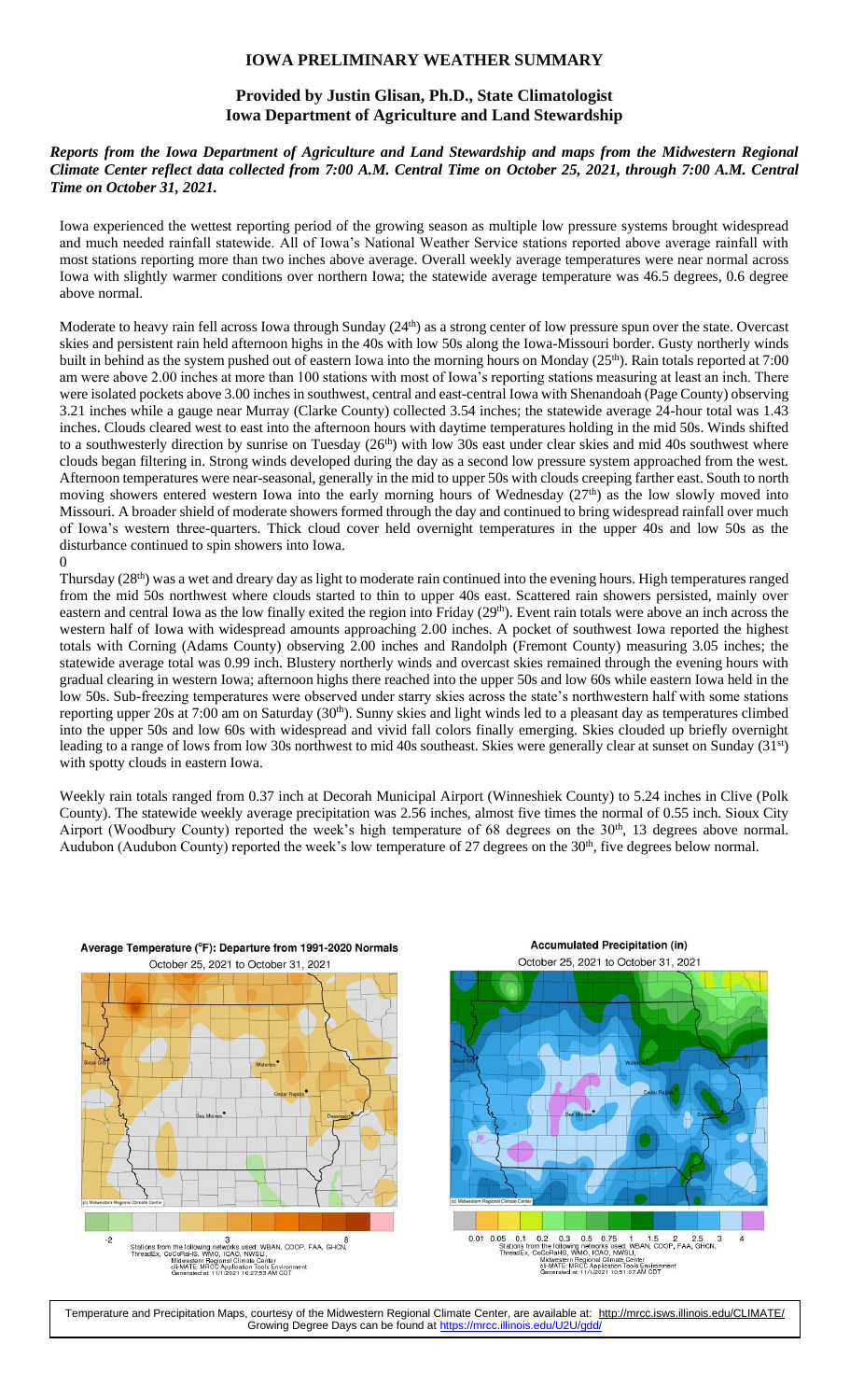## IOWA PRELIMINARY WEATHER SUMMARY

### Provided by Justin Glisan, Ph.D., State Climatologist
### Iowa Department of Agriculture and Land Stewardship

***Reports from the Iowa Department of Agriculture and Land Stewardship and maps from the Midwestern Regional Climate Center reflect data collected from 7:00 A.M. Central Time on October 25, 2021, through 7:00 A.M. Central Time on October 31, 2021.***

Iowa experienced the wettest reporting period of the growing season as multiple low pressure systems brought widespread and much needed rainfall statewide. All of Iowa's National Weather Service stations reported above average rainfall with most stations reporting more than two inches above average. Overall weekly average temperatures were near normal across Iowa with slightly warmer conditions over northern Iowa; the statewide average temperature was 46.5 degrees, 0.6 degree above normal.

Moderate to heavy rain fell across Iowa through Sunday (24th) as a strong center of low pressure spun over the state. Overcast skies and persistent rain held afternoon highs in the 40s with low 50s along the Iowa-Missouri border. Gusty northerly winds built in behind as the system pushed out of eastern Iowa into the morning hours on Monday (25th). Rain totals reported at 7:00 am were above 2.00 inches at more than 100 stations with most of Iowa's reporting stations measuring at least an inch. There were isolated pockets above 3.00 inches in southwest, central and east-central Iowa with Shenandoah (Page County) observing 3.21 inches while a gauge near Murray (Clarke County) collected 3.54 inches; the statewide average 24-hour total was 1.43 inches. Clouds cleared west to east into the afternoon hours with daytime temperatures holding in the mid 50s. Winds shifted to a southwesterly direction by sunrise on Tuesday (26th) with low 30s east under clear skies and mid 40s southwest where clouds began filtering in. Strong winds developed during the day as a second low pressure system approached from the west. Afternoon temperatures were near-seasonal, generally in the mid to upper 50s with clouds creeping farther east. South to north moving showers entered western Iowa into the early morning hours of Wednesday (27th) as the low slowly moved into Missouri. A broader shield of moderate showers formed through the day and continued to bring widespread rainfall over much of Iowa's western three-quarters. Thick cloud cover held overnight temperatures in the upper 40s and low 50s as the disturbance continued to spin showers into Iowa.

0

Thursday (28th) was a wet and dreary day as light to moderate rain continued into the evening hours. High temperatures ranged from the mid 50s northwest where clouds started to thin to upper 40s east. Scattered rain showers persisted, mainly over eastern and central Iowa as the low finally exited the region into Friday (29th). Event rain totals were above an inch across the western half of Iowa with widespread amounts approaching 2.00 inches. A pocket of southwest Iowa reported the highest totals with Corning (Adams County) observing 2.00 inches and Randolph (Fremont County) measuring 3.05 inches; the statewide average total was 0.99 inch. Blustery northerly winds and overcast skies remained through the evening hours with gradual clearing in western Iowa; afternoon highs there reached into the upper 50s and low 60s while eastern Iowa held in the low 50s. Sub-freezing temperatures were observed under starry skies across the state's northwestern half with some stations reporting upper 20s at 7:00 am on Saturday (30th). Sunny skies and light winds led to a pleasant day as temperatures climbed into the upper 50s and low 60s with widespread and vivid fall colors finally emerging. Skies clouded up briefly overnight leading to a range of lows from low 30s northwest to mid 40s southeast. Skies were generally clear at sunset on Sunday (31st) with spotty clouds in eastern Iowa.

Weekly rain totals ranged from 0.37 inch at Decorah Municipal Airport (Winneshiek County) to 5.24 inches in Clive (Polk County). The statewide weekly average precipitation was 2.56 inches, almost five times the normal of 0.55 inch. Sioux City Airport (Woodbury County) reported the week's high temperature of 68 degrees on the 30th, 13 degrees above normal. Audubon (Audubon County) reported the week's low temperature of 27 degrees on the 30th, five degrees below normal.

Average Temperature (°F): Departure from 1991-2020 Normals
October 25, 2021 to October 31, 2021

Sioux City
Waterloo
Cedar Rapids
Des Moines
Davenport
(c) Midwestern Regional Climate Center

-2
3
8

Stations from the following networks used: WBAN, COOP, FAA, GHCN, ThreadEx, CoCoRaHS, WMO, ICAO, NWSLI,
Midwestern Regional Climate Center
cli-MATE: MRCC Application Tools Environment
Generated at: 11/1/2021 10:27:53 AM CDT

Accumulated Precipitation (in)
October 25, 2021 to October 31, 2021

Sioux City
Waterloo
Cedar Rapids
Des Moines
Davenport
(c) Midwestern Regional Climate Center

0.01 0.05 0.1 0.2 0.3 0.5 0.75 1 1.5 2 2.5 3 4

Stations from the following networks used: WBAN, COOP, FAA, GHCN, ThreadEx, CoCoRaHS, WMO, ICAO, NWSLI,
Midwestern Regional Climate Center
cli-MATE: MRCC Application Tools Environment
Generated at: 11/1/2021 10:51:07 AM CDT

Temperature and Precipitation Maps, courtesy of the Midwestern Regional Climate Center, are available at: http://mrcc.isws.illinois.edu/CLIMATE/
Growing Degree Days can be found at https://mrcc.illinois.edu/U2U/gdd/